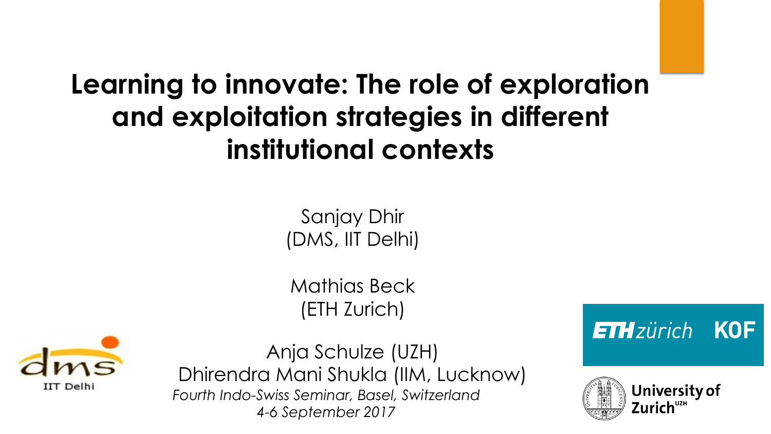# Learning to innovate: The role of exploration and exploitation strategies in different institutional contexts

Sanjay Dhir
(DMS, IIT Delhi)

Mathias Beck
(ETH Zurich)

Anja Schulze (UZH)
Dhirendra Mani Shukla (IIM, Lucknow)

*Fourth Indo-Swiss Seminar, Basel, Switzerland*
*4-6 September 2017*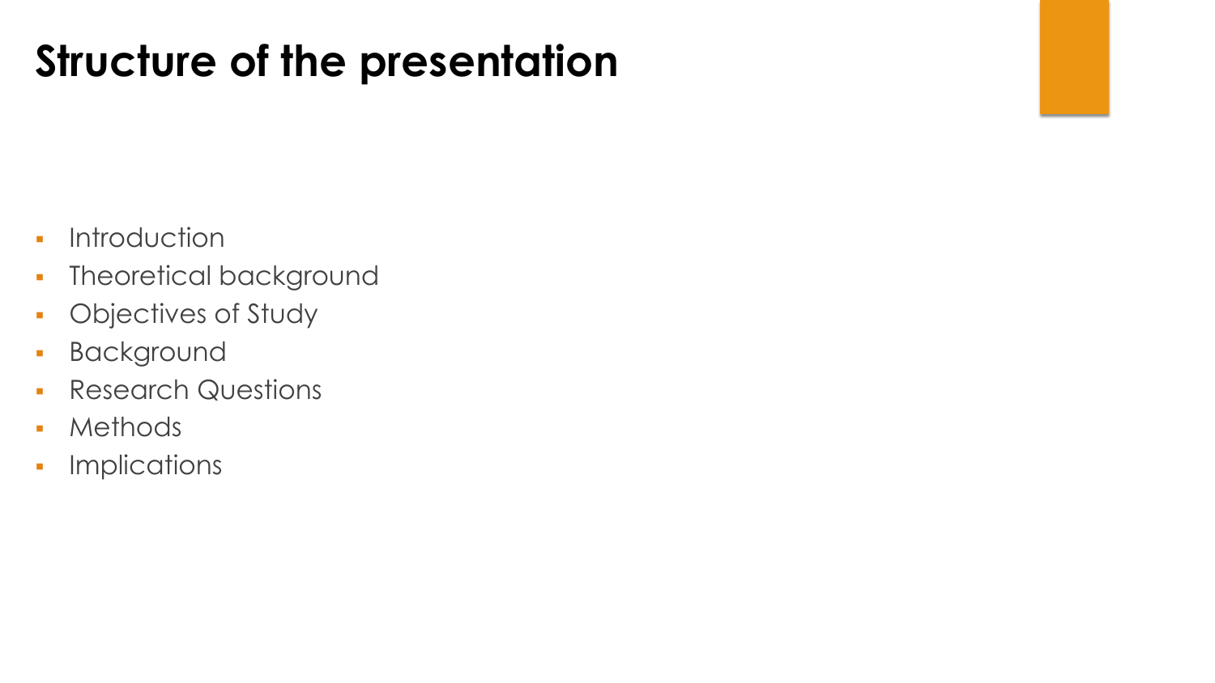# Structure of the presentation

- Introduction
- Theoretical background
- Objectives of Study
- Background
- Research Questions
- Methods
- Implications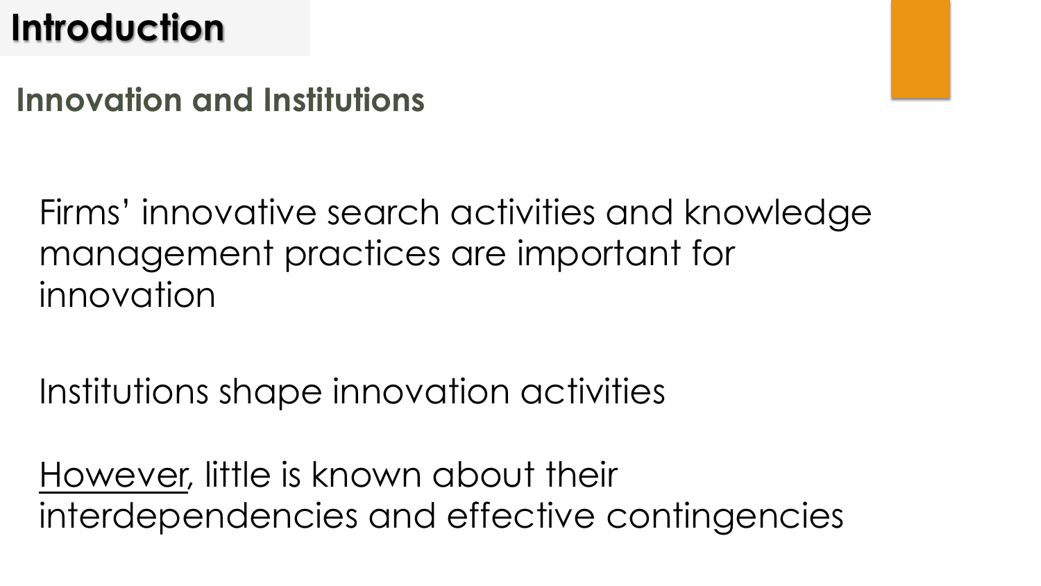# Introduction

## Innovation and Institutions

Firms' innovative search activities and knowledge management practices are important for innovation

Institutions shape innovation activities

<u>However</u>, little is known about their interdependencies and effective contingencies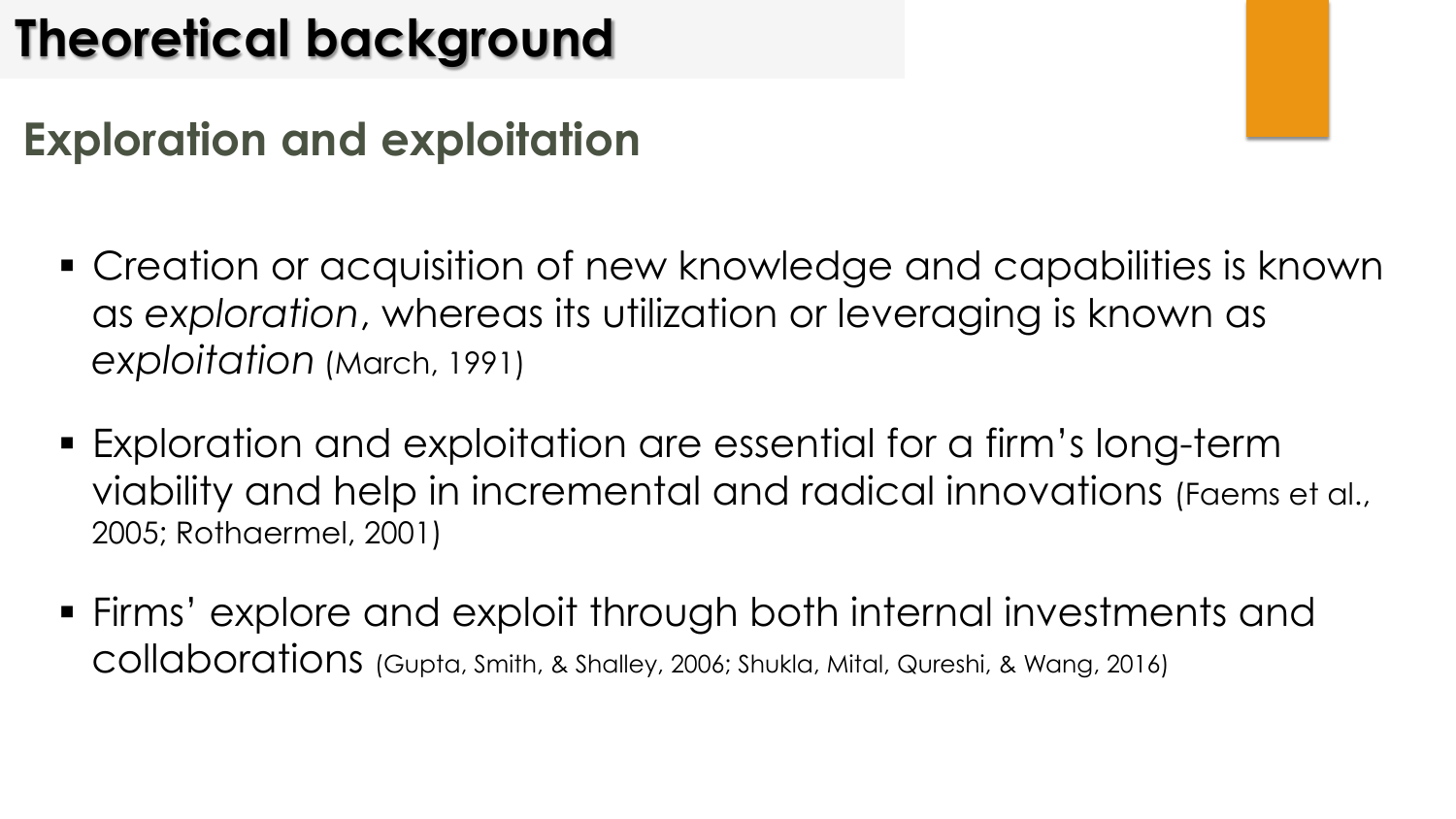# Theoretical background

## Exploration and exploitation

- Creation or acquisition of new knowledge and capabilities is known as *exploration*, whereas its utilization or leveraging is known as *exploitation* (March, 1991)
- Exploration and exploitation are essential for a firm's long-term viability and help in incremental and radical innovations (Faems et al., 2005; Rothaermel, 2001)
- Firms' explore and exploit through both internal investments and collaborations (Gupta, Smith, & Shalley, 2006; Shukla, Mital, Qureshi, & Wang, 2016)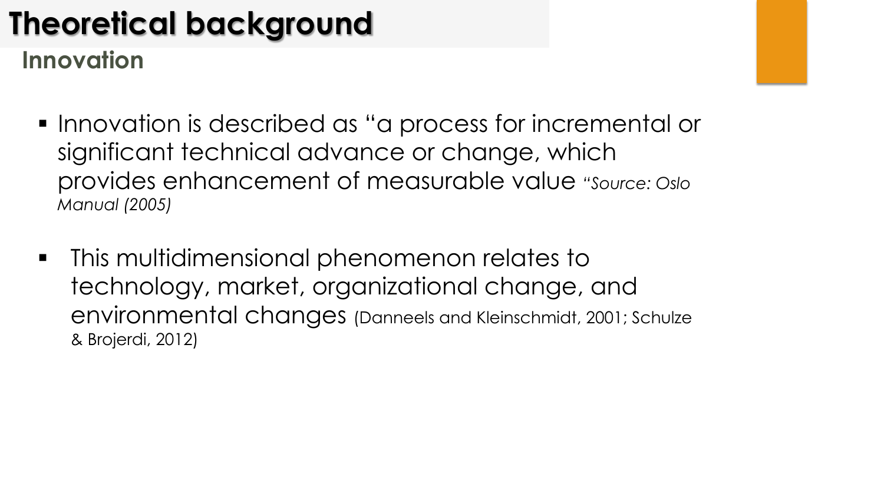# Theoretical background

## Innovation

- Innovation is described as "a process for incremental or significant technical advance or change, which provides enhancement of measurable value *"Source: Oslo Manual (2005)*
- This multidimensional phenomenon relates to technology, market, organizational change, and environmental changes (Danneels and Kleinschmidt, 2001; Schulze & Brojerdi, 2012)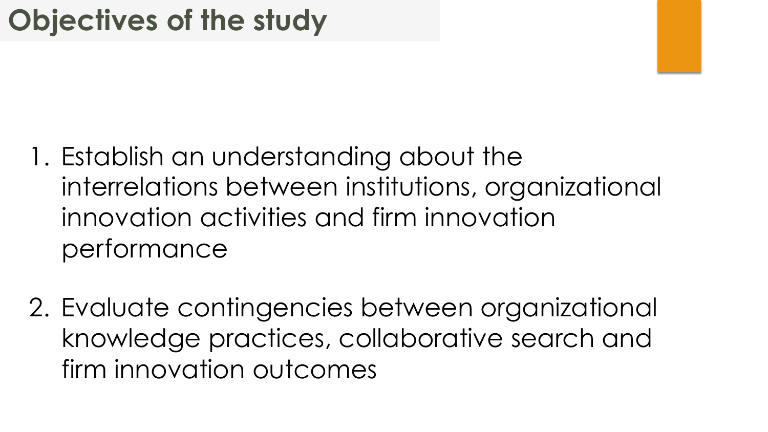# Objectives of the study

1. Establish an understanding about the interrelations between institutions, organizational innovation activities and firm innovation performance

2. Evaluate contingencies between organizational knowledge practices, collaborative search and firm innovation outcomes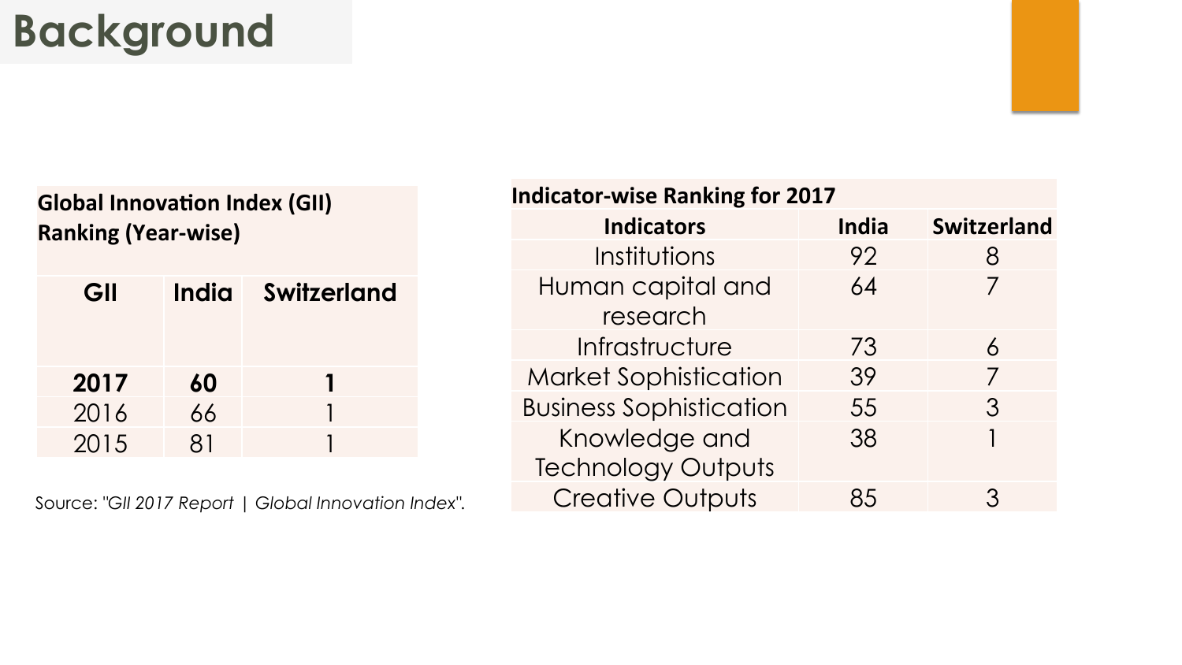# Background

**Global Innovation Index (GII) Ranking (Year-wise)**

| GII | India | Switzerland |
|---|---|---|
| **2017** | **60** | **1** |
| 2016 | 66 | 1 |
| 2015 | 81 | 1 |

Source: "*GII 2017 Report | Global Innovation Index*".

**Indicator-wise Ranking for 2017**

| Indicators | India | Switzerland |
|---|---|---|
| Institutions | 92 | 8 |
| Human capital and research | 64 | 7 |
| Infrastructure | 73 | 6 |
| Market Sophistication | 39 | 7 |
| Business Sophistication | 55 | 3 |
| Knowledge and Technology Outputs | 38 | 1 |
| Creative Outputs | 85 | 3 |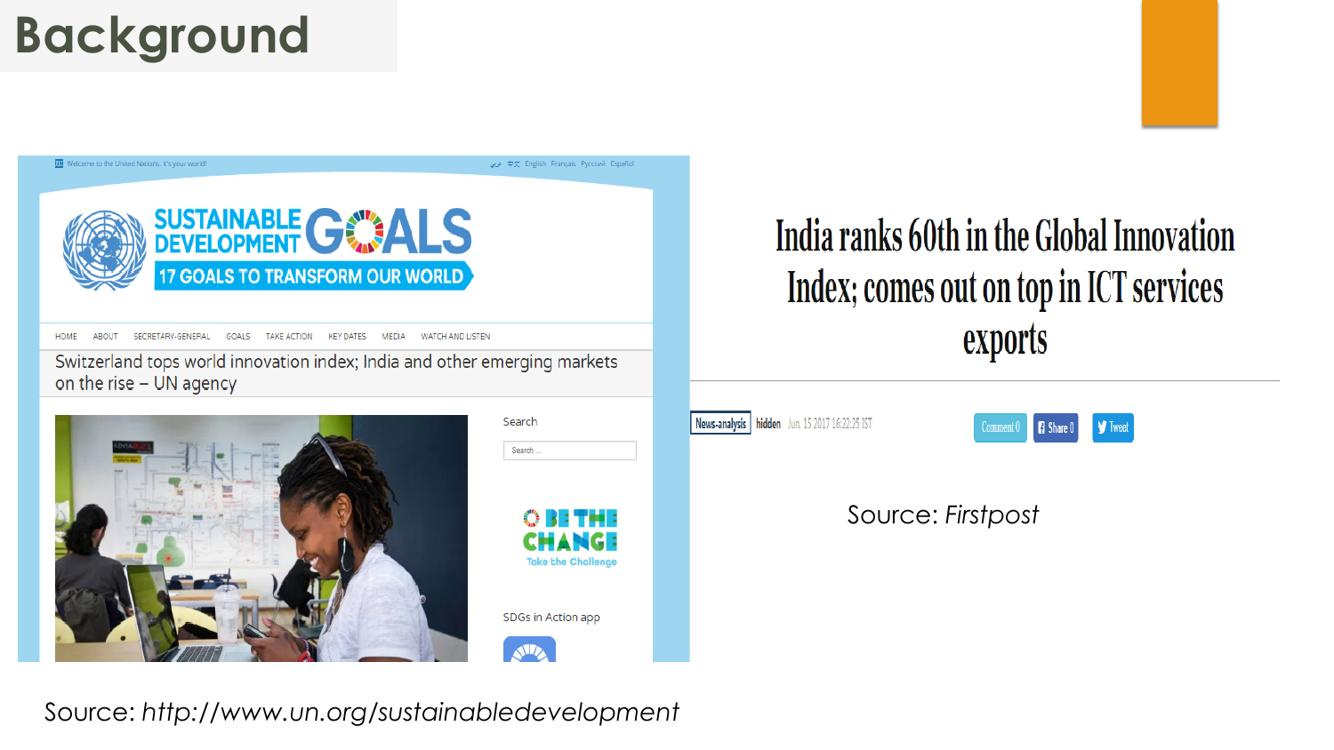# Background

Welcome to the United Nations. It's your world!

SUSTAINABLE DEVELOPMENT GOALS

17 GOALS TO TRANSFORM OUR WORLD

HOME ABOUT SECRETARY-GENERAL GOALS TAKE ACTION KEY DATES MEDIA WATCH AND LISTEN

Switzerland tops world innovation index; India and other emerging markets on the rise – UN agency

Search

BE THE CHANGE

Take the Challenge

SDGs in Action app

Source: *http://www.un.org/sustainabledevelopment*

India ranks 60th in the Global Innovation Index; comes out on top in ICT services exports

News-analysis hidden Jun, 15 2017 16:22:25 IST

Comment 0 Share 0 Tweet

Source: *Firstpost*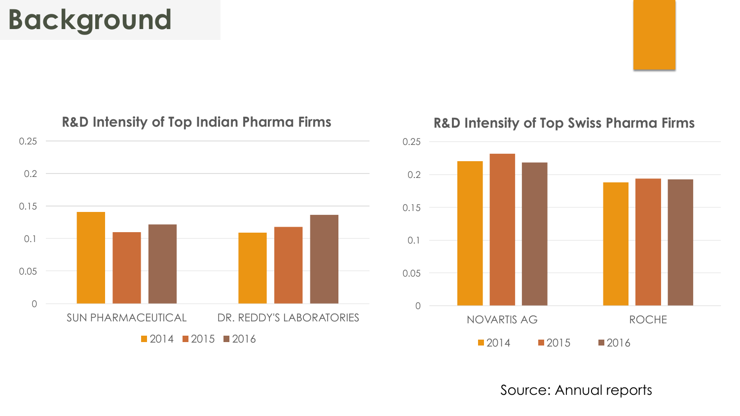# Background

**R&D Intensity of Top Indian Pharma Firms**

0.25
0.2
0.15
0.1
0.05
0

SUN PHARMACEUTICAL | DR. REDDY'S LABORATORIES

2014 | 2015 | 2016

**R&D Intensity of Top Swiss Pharma Firms**

0.25
0.2
0.15
0.1
0.05
0

NOVARTIS AG | ROCHE

2014 | 2015 | 2016

Source: Annual reports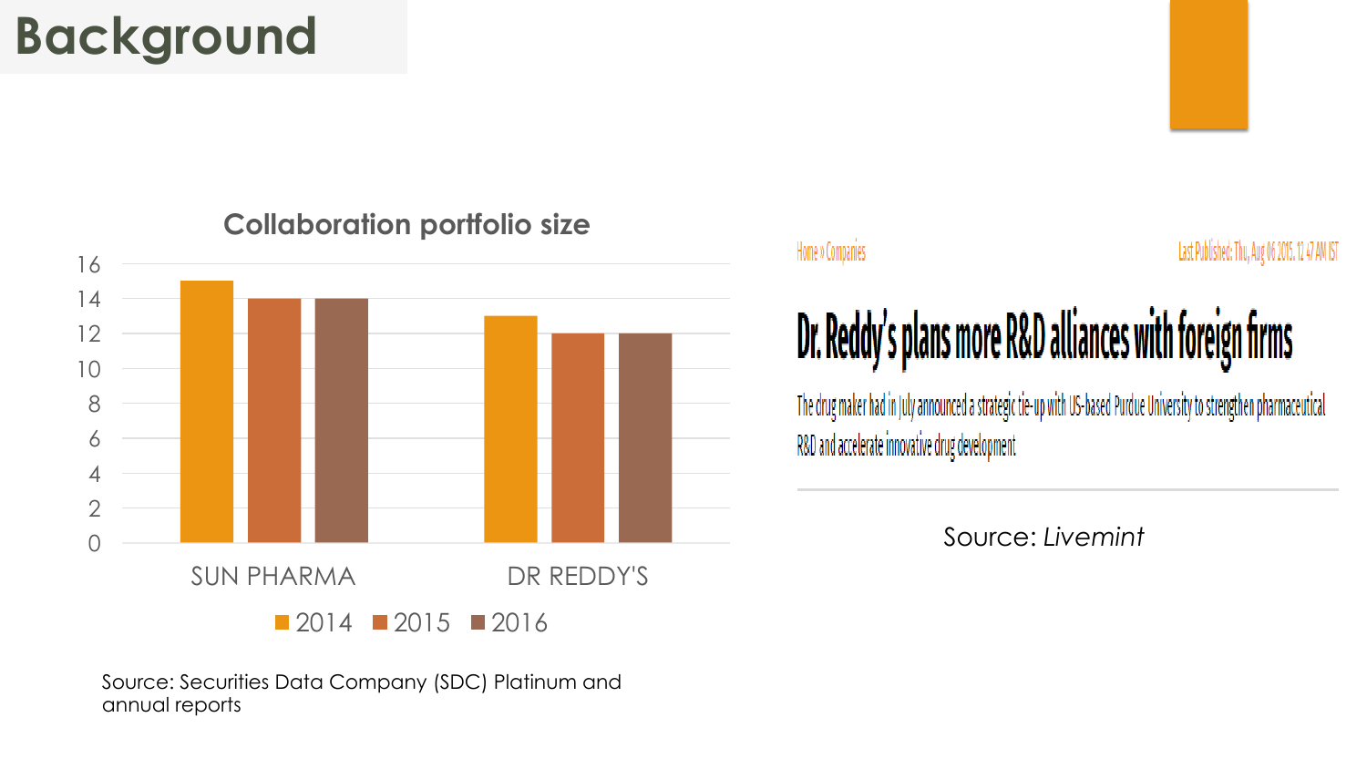# Background

**Collaboration portfolio size**

| | 2014 | 2015 | 2016 |
|---|---|---|---|
| SUN PHARMA | 15 | 14 | 14 |
| DR REDDY'S | 13 | 12 | 12 |

Source: Securities Data Company (SDC) Platinum and annual reports

Home » Companies

Last Published: Thu, Aug 06 2015. 12 47 AM IST

## Dr. Reddy's plans more R&D alliances with foreign firms

The drug maker had in July announced a strategic tie-up with US-based Purdue University to strengthen pharmaceutical R&D and accelerate innovative drug development

Source: *Livemint*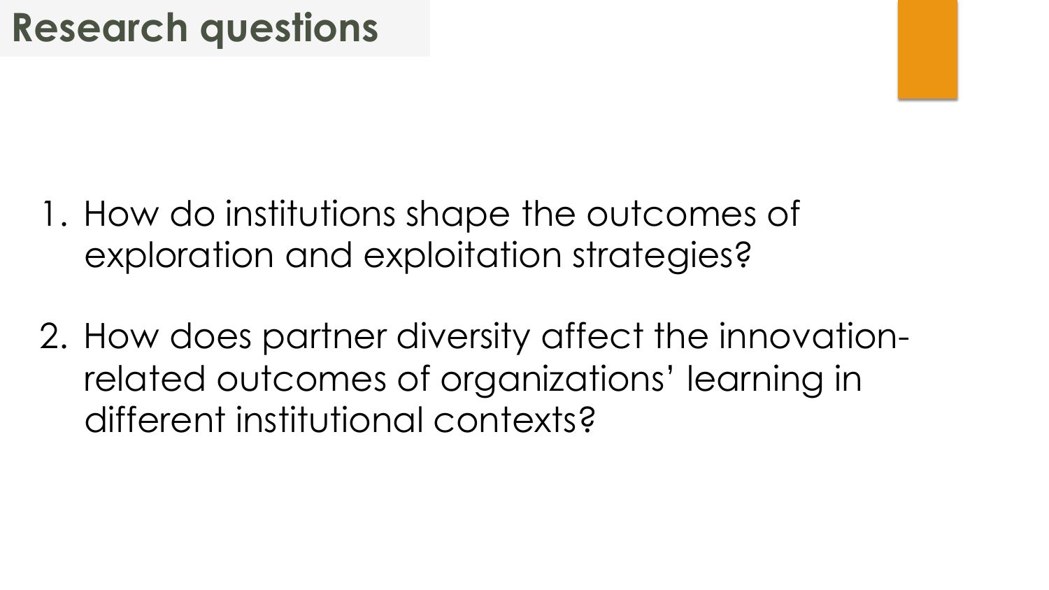# Research questions

1. How do institutions shape the outcomes of exploration and exploitation strategies?

2. How does partner diversity affect the innovation-related outcomes of organizations' learning in different institutional contexts?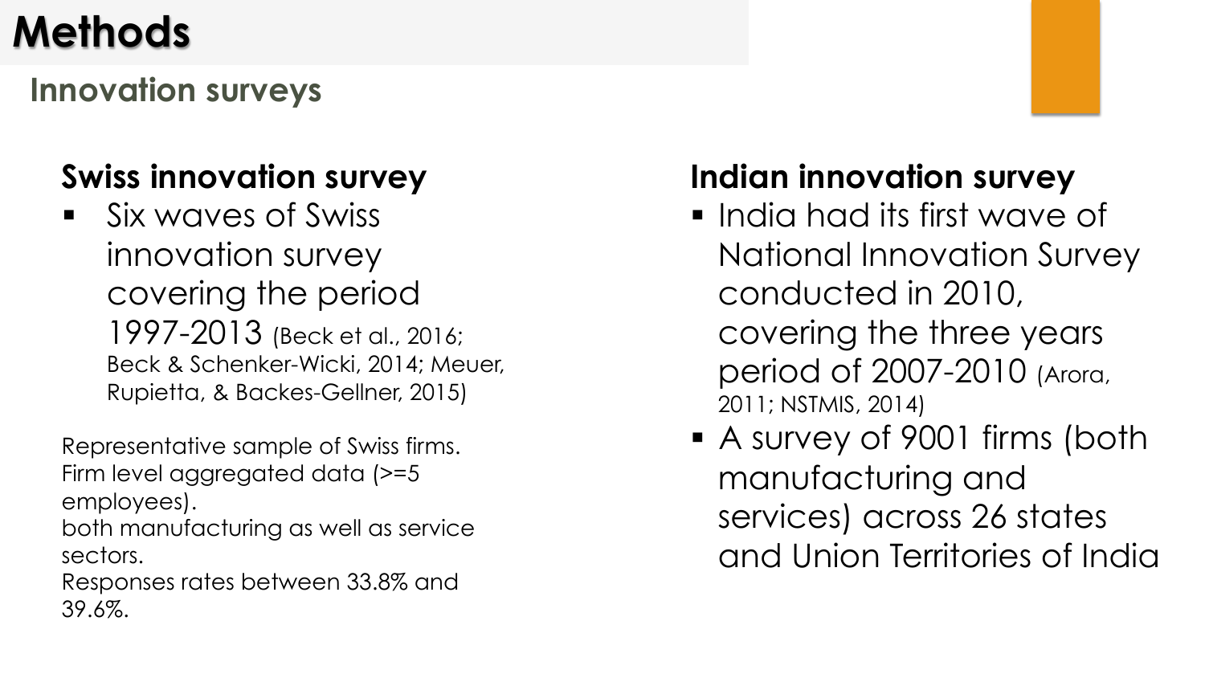# Methods

## Innovation surveys

### Swiss innovation survey

- Six waves of Swiss innovation survey covering the period 1997-2013 (Beck et al., 2016; Beck & Schenker-Wicki, 2014; Meuer, Rupietta, & Backes-Gellner, 2015)

Representative sample of Swiss firms.
Firm level aggregated data (>=5 employees).
both manufacturing as well as service sectors.
Responses rates between 33.8% and 39.6%.

### Indian innovation survey

- India had its first wave of National Innovation Survey conducted in 2010, covering the three years period of 2007-2010 (Arora, 2011; NSTMIS, 2014)
- A survey of 9001 firms (both manufacturing and services) across 26 states and Union Territories of India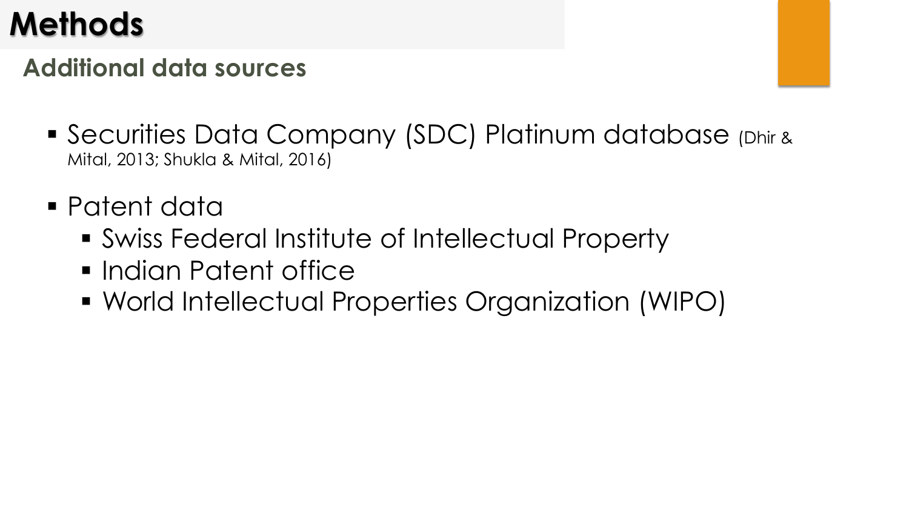# Methods

## Additional data sources

- Securities Data Company (SDC) Platinum database (Dhir & Mital, 2013; Shukla & Mital, 2016)
- Patent data
  - Swiss Federal Institute of Intellectual Property
  - Indian Patent office
  - World Intellectual Properties Organization (WIPO)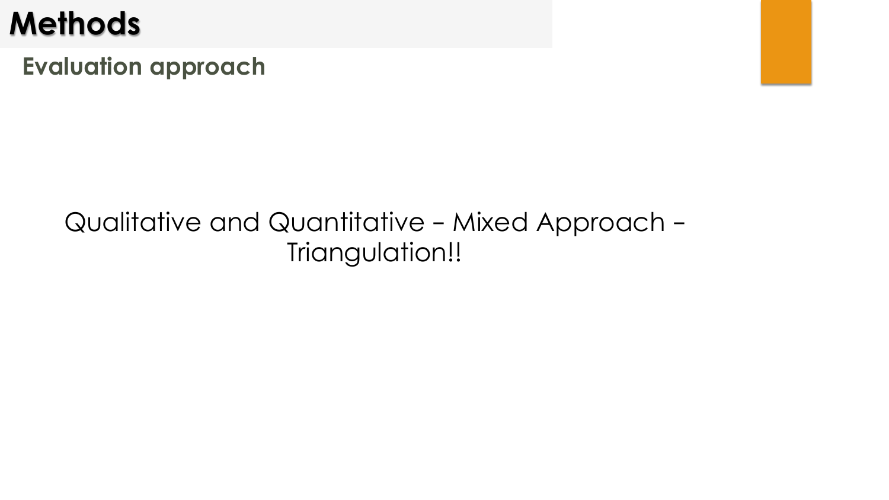# Methods

## Evaluation approach

Qualitative and Quantitative – Mixed Approach – Triangulation!!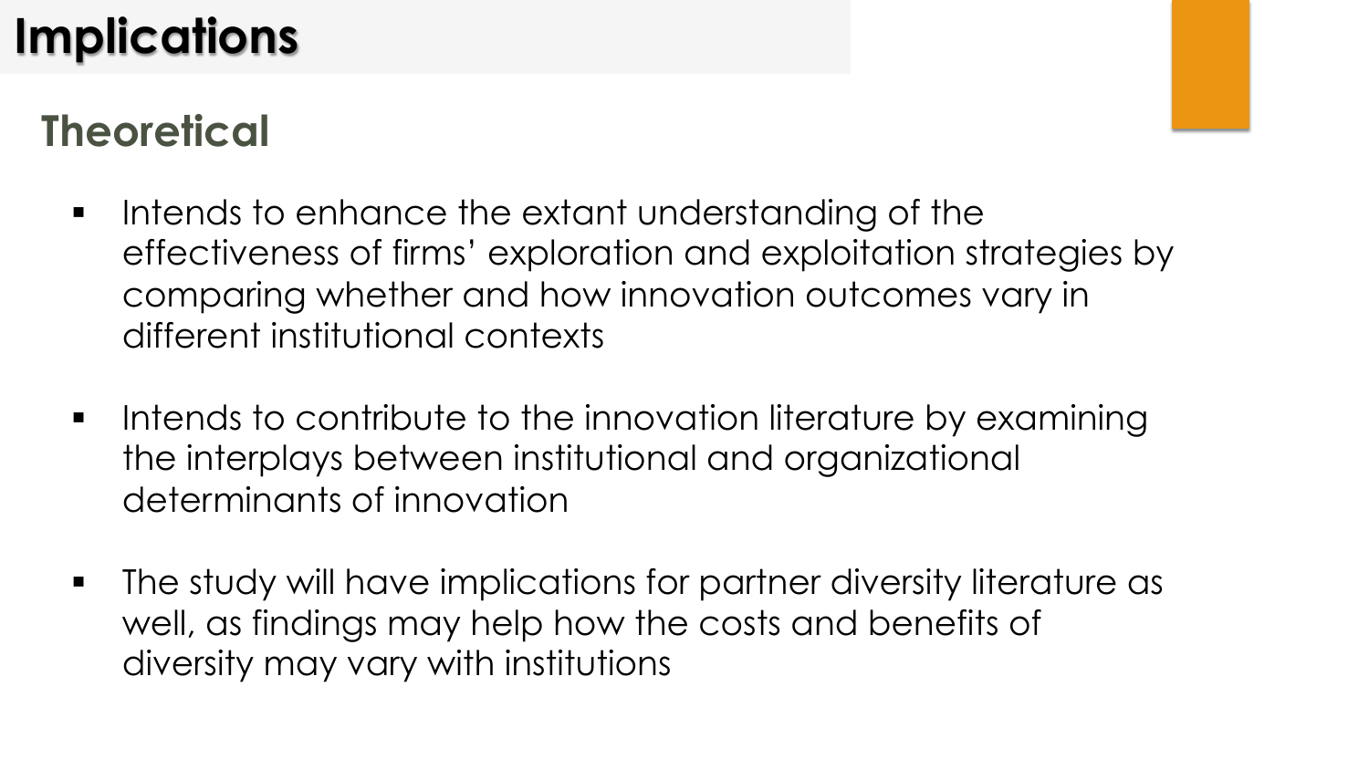# Implications

## Theoretical

- Intends to enhance the extant understanding of the effectiveness of firms' exploration and exploitation strategies by comparing whether and how innovation outcomes vary in different institutional contexts
- Intends to contribute to the innovation literature by examining the interplays between institutional and organizational determinants of innovation
- The study will have implications for partner diversity literature as well, as findings may help how the costs and benefits of diversity may vary with institutions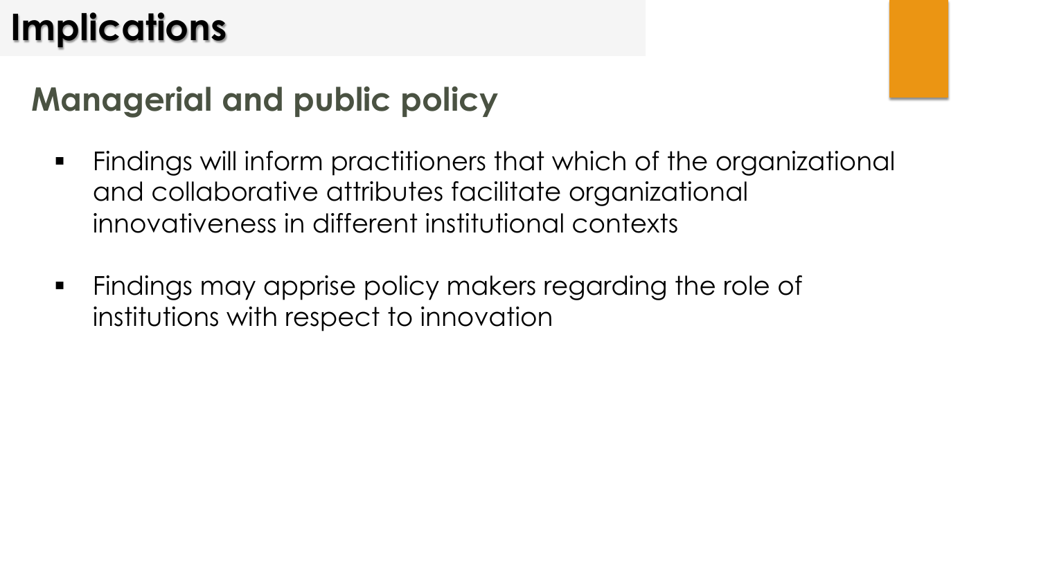# Implications

## Managerial and public policy

- Findings will inform practitioners that which of the organizational and collaborative attributes facilitate organizational innovativeness in different institutional contexts

- Findings may apprise policy makers regarding the role of institutions with respect to innovation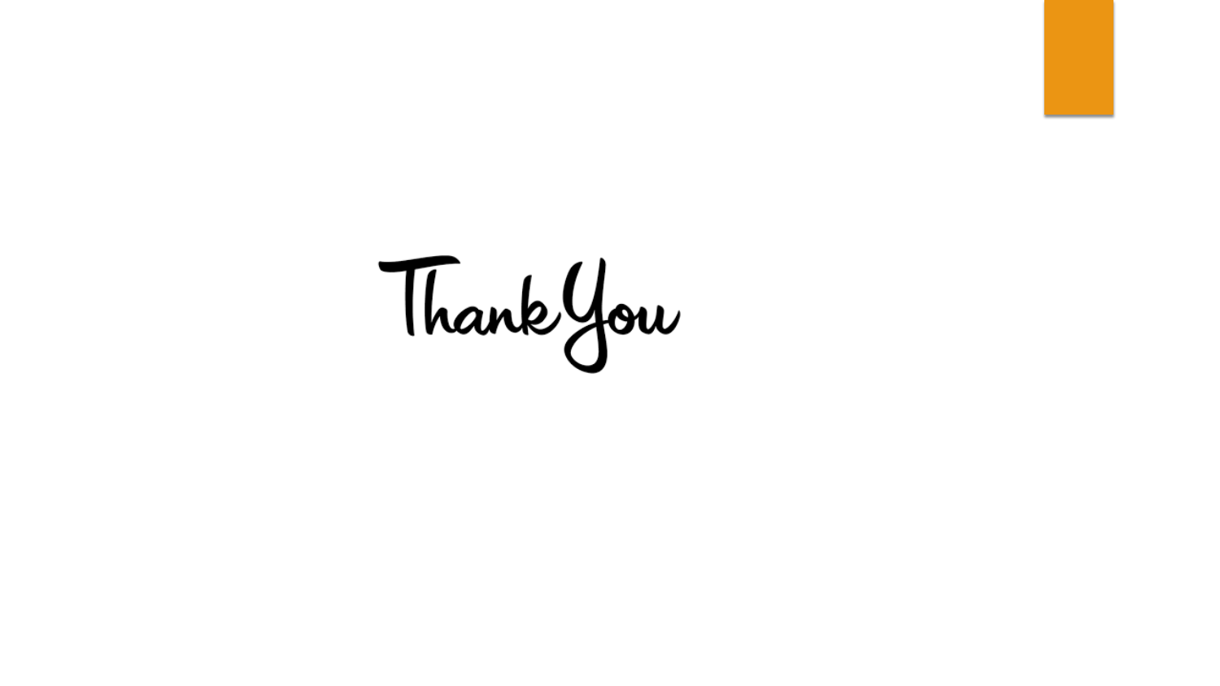Thank You